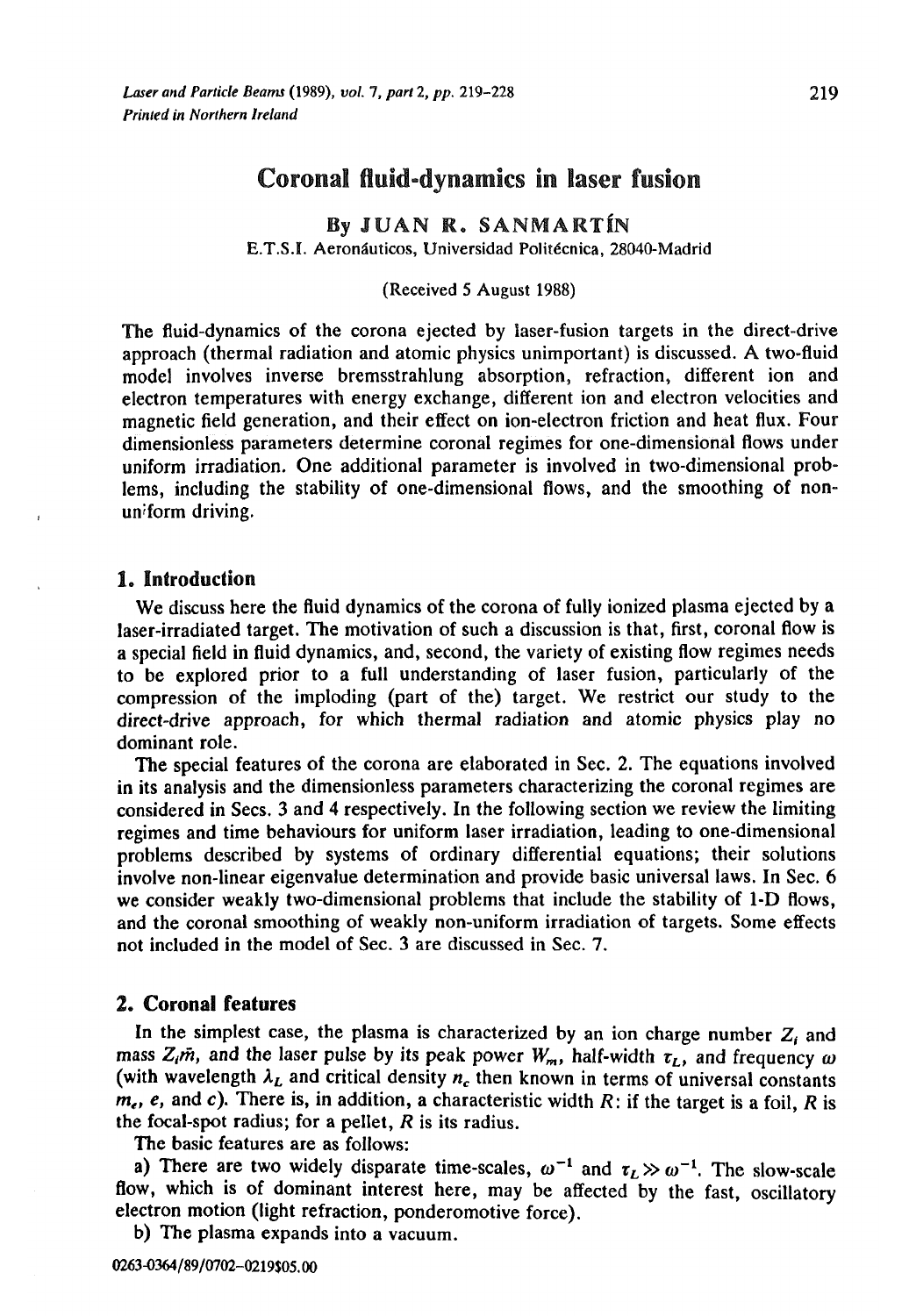# Coronal fluid-dynamics in laser fusion

By JUAN R. SANMARTÍN

E.T.S.I. Aeronáuticos, Universidad Politécnica, 28040-Madrid

(Received 5 August 1988)

The fluid-dynamics of the corona ejected by laser-fusion targets in the direct-drive approach (thermal radiation and atomic physics unimportant) is discussed. A two-fluid model involves inverse bremsstrahlung absorption, refraction, different ion and electron temperatures with energy exchange, different ion and electron velocities and magnetic field generation, and their effect on ion-electron friction and heat flux. Four dimensionless parameters determine coronal regimes for one-dimensional flows under uniform irradiation. One additional parameter is involved in two-dimensional problems, including the stability of one-dimensional flows, and the smoothing of non-uniform driving.

## 1. Introduction

We discuss here the fluid dynamics of the corona of fully ionized plasma ejected by a laser-irradiated target. The motivation of such a discussion is that, first, coronal flow is a special field in fluid dynamics, and, second, the variety of existing flow regimes needs to be explored prior to a full understanding of laser fusion, particularly of the compression of the imploding (part of the) target. We restrict our study to the direct-drive approach, for which thermal radiation and atomic physics play no dominant role.

The special features of the corona are elaborated in Sec. 2. The equations involved in its analysis and the dimensionless parameters characterizing the coronal regimes are considered in Secs. 3 and 4 respectively. In the following section we review the limiting regimes and time behaviours for uniform laser irradiation, leading to one-dimensional problems described by systems of ordinary differential equations; their solutions involve non-linear eigenvalue determination and provide basic universal laws. In Sec. 6 we consider weakly two-dimensional problems that include the stability of 1-D flows, and the coronal smoothing of weakly non-uniform irradiation of targets. Some effects not included in the model of Sec. 3 are discussed in Sec. 7.

## 2. Coronal features

In the simplest case, the plasma is characterized by an ion charge number $Z_i$ and mass $Z_i\tilde{m}$, and the laser pulse by its peak power $W_m$, half-width $\tau_L$, and frequency $\omega$ (with wavelength $\lambda_L$ and critical density $n_c$ then known in terms of universal constants $m_e$, $e$, and $c$). There is, in addition, a characteristic width $R$: if the target is a foil, $R$ is the focal-spot radius; for a pellet, $R$ is its radius.

The basic features are as follows:

a) There are two widely disparate time-scales, $\omega^{-1}$ and $\tau_L \gg \omega^{-1}$. The slow-scale flow, which is of dominant interest here, may be affected by the fast, oscillatory electron motion (light refraction, ponderomotive force).

b) The plasma expands into a vacuum.

0263-0364/89/0702-0219$05.00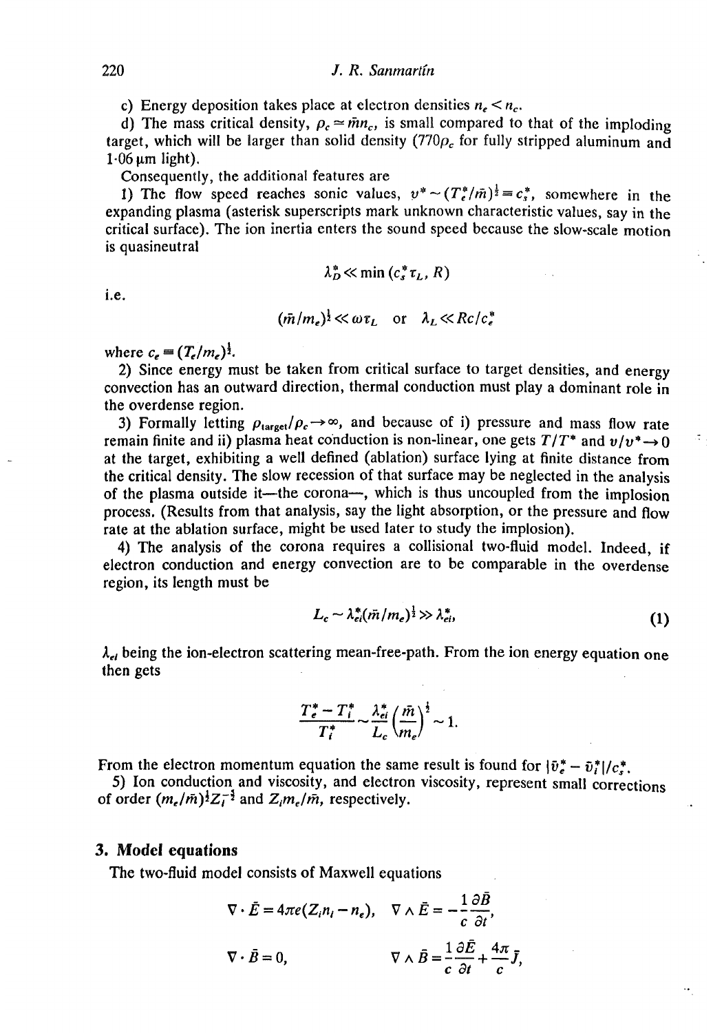c) Energy deposition takes place at electron densities $n_e < n_c$.

d) The mass critical density, $\rho_c \simeq \bar{m} n_c$, is small compared to that of the imploding target, which will be larger than solid density ($770\rho_c$ for fully stripped aluminum and 1·06 μm light).

Consequently, the additional features are

1) The flow speed reaches sonic values, $v^* \sim (T_e^*/\bar{m})^{\frac{1}{2}} \equiv c_s^*$, somewhere in the expanding plasma (asterisk superscripts mark unknown characteristic values, say in the critical surface). The ion inertia enters the sound speed because the slow-scale motion is quasineutral

$$\lambda_D^* \ll \min(c_s^* \tau_L, R)$$

i.e.

$$(\bar{m}/m_e)^{\frac{1}{2}} \ll \omega \tau_L \quad \text{or} \quad \lambda_L \ll Rc/c_e^*$$

where $c_e \equiv (T_e/m_e)^{\frac{1}{2}}$.

2) Since energy must be taken from critical surface to target densities, and energy convection has an outward direction, thermal conduction must play a dominant role in the overdense region.

3) Formally letting $\rho_{\text{target}}/\rho_c \to \infty$, and because of i) pressure and mass flow rate remain finite and ii) plasma heat conduction is non-linear, one gets $T/T^*$ and $v/v^* \to 0$ at the target, exhibiting a well defined (ablation) surface lying at finite distance from the critical density. The slow recession of that surface may be neglected in the analysis of the plasma outside it—the corona—, which is thus uncoupled from the implosion process. (Results from that analysis, say the light absorption, or the pressure and flow rate at the ablation surface, might be used later to study the implosion).

4) The analysis of the corona requires a collisional two-fluid model. Indeed, if electron conduction and energy convection are to be comparable in the overdense region, its length must be

$$L_c \sim \lambda_{ei}^* (\bar{m}/m_e)^{\frac{1}{2}} \gg \lambda_{ei}^*, \tag{1}$$

$\lambda_{ei}$ being the ion-electron scattering mean-free-path. From the ion energy equation one then gets

$$\frac{T_e^* - T_i^*}{T_i^*} \sim \frac{\lambda_{ei}^*}{L_c} \left(\frac{\bar{m}}{m_e}\right)^{\frac{1}{2}} \sim 1.$$

From the electron momentum equation the same result is found for $|\bar{v}_e^* - \bar{v}_i^*|/c_s^*$.

5) Ion conduction and viscosity, and electron viscosity, represent small corrections of order $(m_e/\bar{m})^{\frac{1}{2}} Z_i^{-\frac{1}{2}}$ and $Z_i m_e/\bar{m}$, respectively.

## 3. Model equations

The two-fluid model consists of Maxwell equations

$$\nabla \cdot \bar{E} = 4\pi e(Z_i n_i - n_e), \quad \nabla \wedge \bar{E} = -\frac{1}{c}\frac{\partial \bar{B}}{\partial t},$$

$$\nabla \cdot \bar{B} = 0, \qquad \nabla \wedge \bar{B} = \frac{1}{c}\frac{\partial \bar{E}}{\partial t} + \frac{4\pi}{c}\bar{J},$$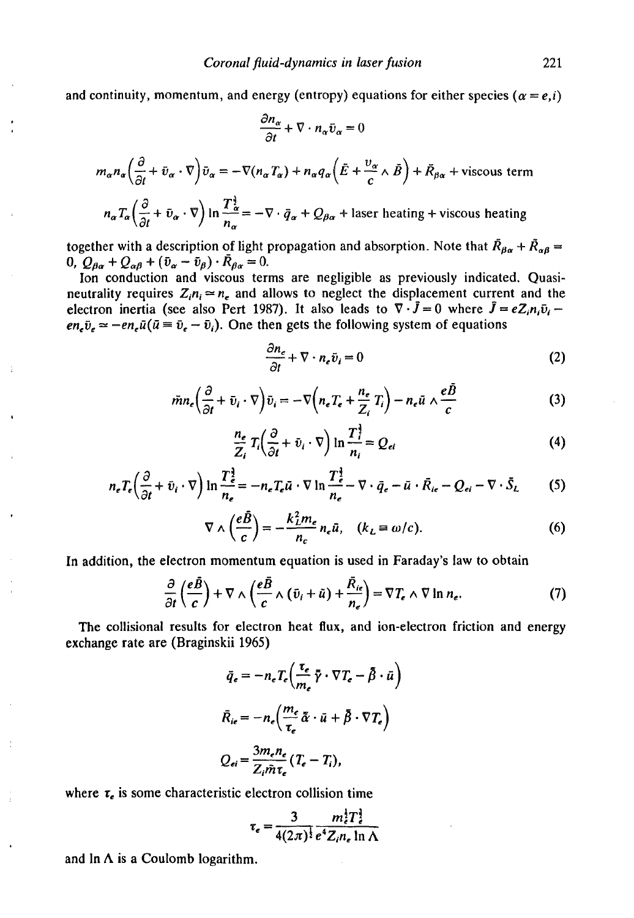and continuity, momentum, and energy (entropy) equations for either species ($\alpha = e, i$)

$$\frac{\partial n_\alpha}{\partial t} + \nabla \cdot n_\alpha \bar{v}_\alpha = 0$$

$$m_\alpha n_\alpha \left( \frac{\partial}{\partial t} + \bar{v}_\alpha \cdot \nabla \right) \bar{v}_\alpha = -\nabla (n_\alpha T_\alpha) + n_\alpha q_\alpha \left( \bar{E} + \frac{v_\alpha}{c} \wedge \bar{B} \right) + \bar{R}_{\beta\alpha} + \text{viscous term}$$

$$n_\alpha T_\alpha \left( \frac{\partial}{\partial t} + \bar{v}_\alpha \cdot \nabla \right) \ln \frac{T_\alpha^{\frac{3}{2}}}{n_\alpha} = -\nabla \cdot \bar{q}_\alpha + Q_{\beta\alpha} + \text{laser heating} + \text{viscous heating}$$

together with a description of light propagation and absorption. Note that $\bar{R}_{\beta\alpha} + \bar{R}_{\alpha\beta} = 0$, $Q_{\beta\alpha} + Q_{\alpha\beta} + (\bar{v}_\alpha - \bar{v}_\beta) \cdot \bar{R}_{\beta\alpha} = 0$.

Ion conduction and viscous terms are negligible as previously indicated. Quasi-neutrality requires $Z_i n_i \simeq n_e$ and allows to neglect the displacement current and the electron inertia (see also Pert 1987). It also leads to $\nabla \cdot \bar{J} = 0$ where $\bar{J} = eZ_i n_i \bar{v}_i - en_e \bar{v}_e \simeq -en_e \bar{u} (\bar{u} \equiv \bar{v}_e - \bar{v}_i)$. One then gets the following system of equations

$$\frac{\partial n_e}{\partial t} + \nabla \cdot n_e \bar{v}_i = 0 \tag{2}$$

$$\bar{m} n_e \left( \frac{\partial}{\partial t} + \bar{v}_i \cdot \nabla \right) \bar{v}_i = -\nabla \left( n_e T_e + \frac{n_e}{Z_i} T_i \right) - n_e \bar{u} \wedge \frac{e\bar{B}}{c} \tag{3}$$

$$\frac{n_e}{Z_i} T_i \left( \frac{\partial}{\partial t} + \bar{v}_i \cdot \nabla \right) \ln \frac{T_i^{\frac{3}{2}}}{n_i} = Q_{ei} \tag{4}$$

$$n_e T_e \left( \frac{\partial}{\partial t} + \bar{v}_i \cdot \nabla \right) \ln \frac{T_e^{\frac{3}{2}}}{n_e} = -n_e T_e \bar{u} \cdot \nabla \ln \frac{T_e^{\frac{3}{2}}}{n_e} - \nabla \cdot \bar{q}_e - \bar{u} \cdot \bar{R}_{ie} - Q_{ei} - \nabla \cdot \bar{S}_L \tag{5}$$

$$\nabla \wedge \left( \frac{e\bar{B}}{c} \right) = -\frac{k_L^2 m_e}{n_c} n_e \bar{u}, \quad (k_L \equiv \omega / c). \tag{6}$$

In addition, the electron momentum equation is used in Faraday's law to obtain

$$\frac{\partial}{\partial t} \left( \frac{e\bar{B}}{c} \right) + \nabla \wedge \left( \frac{e\bar{B}}{c} \wedge (\bar{v}_i + \bar{u}) + \frac{\bar{R}_{ie}}{n_e} \right) = \nabla T_e \wedge \nabla \ln n_e. \tag{7}$$

The collisional results for electron heat flux, and ion-electron friction and energy exchange rate are (Braginskii 1965)

$$\bar{q}_e = -n_e T_e \left( \frac{\tau_e}{m_e} \bar{\bar{\gamma}} \cdot \nabla T_e - \bar{\bar{\beta}} \cdot \bar{u} \right)$$

$$\bar{R}_{ie} = -n_e \left( \frac{m_e}{\tau_e} \bar{\bar{\alpha}} \cdot \bar{u} + \bar{\bar{\beta}} \cdot \nabla T_e \right)$$

$$Q_{ei} = \frac{3 m_e n_e}{Z_i \bar{m} \tau_e} (T_e - T_i),$$

where $\tau_e$ is some characteristic electron collision time

$$\tau_e = \frac{3}{4(2\pi)^{\frac{1}{2}}} \frac{m_e^{\frac{1}{2}} T_e^{\frac{3}{2}}}{e^4 Z_i n_e \ln \Lambda}$$

and $\ln \Lambda$ is a Coulomb logarithm.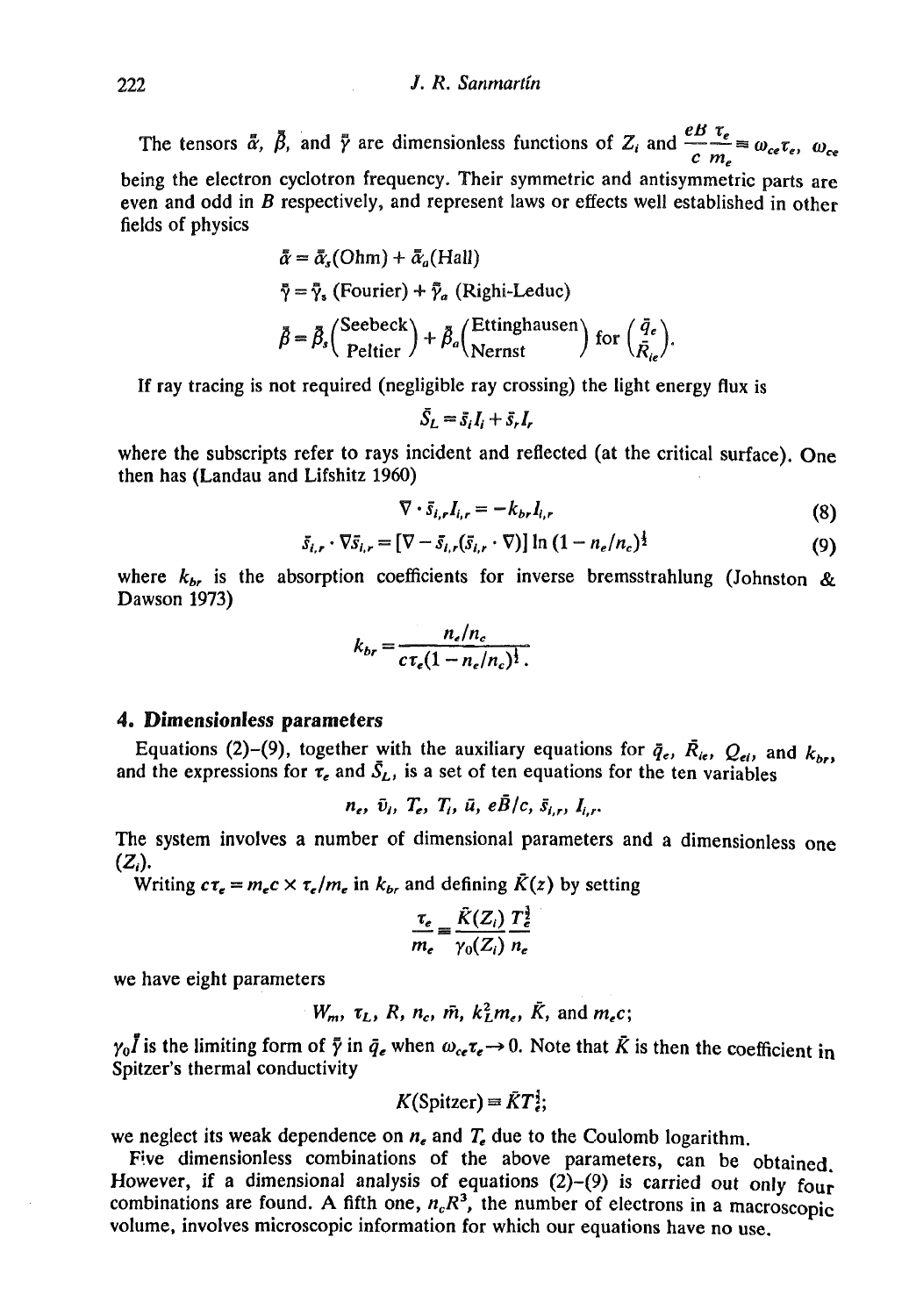The tensors $\bar{\bar{\alpha}}$, $\bar{\bar{\beta}}$, and $\bar{\bar{\gamma}}$ are dimensionless functions of $Z_i$ and $\frac{eB}{c}\frac{\tau_e}{m_e} \equiv \omega_{ce}\tau_e$, $\omega_{ce}$ being the electron cyclotron frequency. Their symmetric and antisymmetric parts are even and odd in $B$ respectively, and represent laws or effects well established in other fields of physics

$$\bar{\bar{\alpha}} = \bar{\bar{\alpha}}_s(\text{Ohm}) + \bar{\bar{\alpha}}_a(\text{Hall})$$

$$\bar{\bar{\gamma}} = \bar{\bar{\gamma}}_s\ (\text{Fourier}) + \bar{\bar{\gamma}}_a\ (\text{Righi-Leduc})$$

$$\bar{\bar{\beta}} = \bar{\bar{\beta}}_s\begin{pmatrix}\text{Seebeck}\\ \text{Peltier}\end{pmatrix} + \bar{\bar{\beta}}_a\begin{pmatrix}\text{Ettinghausen}\\ \text{Nernst}\end{pmatrix} \text{ for } \begin{pmatrix}\bar{q}_e\\ \bar{R}_{ie}\end{pmatrix}.$$

If ray tracing is not required (negligible ray crossing) the light energy flux is

$$\bar{S}_L = \bar{s}_i I_i + \bar{s}_r I_r$$

where the subscripts refer to rays incident and reflected (at the critical surface). One then has (Landau and Lifshitz 1960)

$$\nabla \cdot \bar{s}_{i,r} I_{i,r} = -k_{br} I_{i,r} \tag{8}$$

$$\bar{s}_{i,r} \cdot \nabla \bar{s}_{i,r} = [\nabla - \bar{s}_{i,r}(\bar{s}_{i,r} \cdot \nabla)] \ln (1 - n_e/n_c)^{\frac{1}{2}} \tag{9}$$

where $k_{br}$ is the absorption coefficients for inverse bremsstrahlung (Johnston & Dawson 1973)

$$k_{br} = \frac{n_e/n_c}{c\tau_e(1 - n_e/n_c)^{\frac{1}{2}}}.$$

## 4. Dimensionless parameters

Equations (2)–(9), together with the auxiliary equations for $\bar{q}_e$, $\bar{R}_{ie}$, $Q_{ei}$, and $k_{br}$, and the expressions for $\tau_e$ and $\bar{S}_L$, is a set of ten equations for the ten variables

$$n_e,\ \bar{v}_i,\ T_e,\ T_i,\ \bar{u},\ e\bar{B}/c,\ \bar{s}_{i,r},\ I_{i,r}.$$

The system involves a number of dimensional parameters and a dimensionless one ($Z_i$).

Writing $c\tau_e = m_e c \times \tau_e/m_e$ in $k_{br}$ and defining $\bar{K}(z)$ by setting

$$\frac{\tau_e}{m_e} = \frac{\bar{K}(Z_i)}{\gamma_0(Z_i)}\frac{T_e^{\frac{3}{2}}}{n_e}$$

we have eight parameters

$$W_m,\ \tau_L,\ R,\ n_c,\ \bar{m},\ k_L^2 m_e,\ \bar{K},\ \text{and } m_e c;$$

$\gamma_0 \bar{I}$ is the limiting form of $\bar{\bar{\gamma}}$ in $\bar{q}_e$ when $\omega_{ce}\tau_e \to 0$. Note that $\bar{K}$ is then the coefficient in Spitzer's thermal conductivity

$$K(\text{Spitzer}) \equiv \bar{K} T_e^{\frac{5}{2}};$$

we neglect its weak dependence on $n_e$ and $T_e$ due to the Coulomb logarithm.

Five dimensionless combinations of the above parameters, can be obtained. However, if a dimensional analysis of equations (2)–(9) is carried out only four combinations are found. A fifth one, $n_c R^3$, the number of electrons in a macroscopic volume, involves microscopic information for which our equations have no use.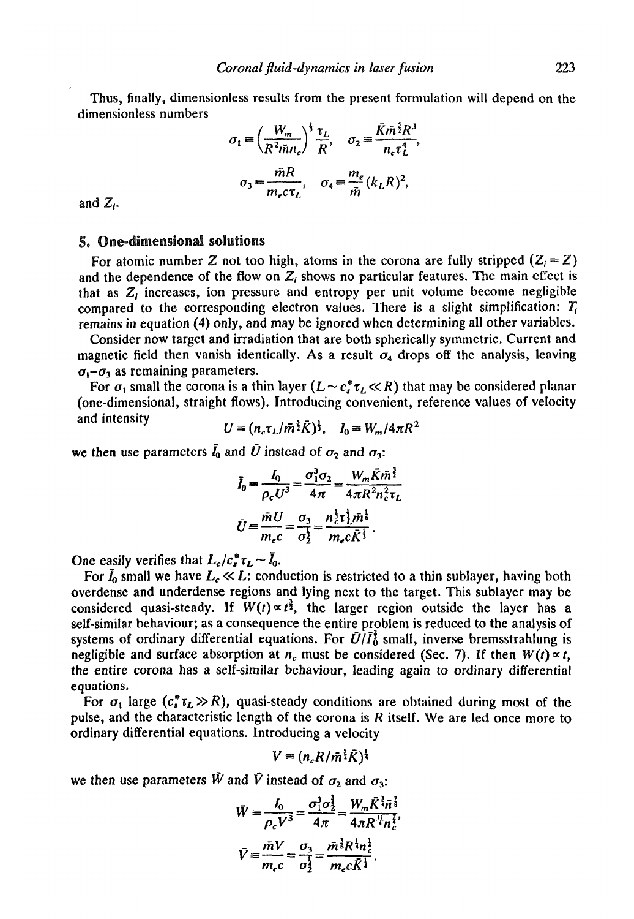Thus, finally, dimensionless results from the present formulation will depend on the dimensionless numbers

$$\sigma_1 \equiv \left(\frac{W_m}{R^2 \bar{m} n_c}\right)^{\frac{1}{3}} \frac{\tau_L}{R}, \quad \sigma_2 \equiv \frac{\bar{K} \bar{m}^{\frac{1}{2}} R^3}{n_c \tau_L^4},$$

$$\sigma_3 \equiv \frac{\bar{m} R}{m_e c \tau_L}, \quad \sigma_4 \equiv \frac{m_e}{\bar{m}} (k_L R)^2,$$

and $Z_i$.

## 5. One-dimensional solutions

For atomic number $Z$ not too high, atoms in the corona are fully stripped ($Z_i = Z$) and the dependence of the flow on $Z_i$ shows no particular features. The main effect is that as $Z_i$ increases, ion pressure and entropy per unit volume become negligible compared to the corresponding electron values. There is a slight simplification: $T_i$ remains in equation (4) only, and may be ignored when determining all other variables.

Consider now target and irradiation that are both spherically symmetric. Current and magnetic field then vanish identically. As a result $\sigma_4$ drops off the analysis, leaving $\sigma_1$–$\sigma_3$ as remaining parameters.

For $\sigma_1$ small the corona is a thin layer ($L \sim c_s^* \tau_L \ll R$) that may be considered planar (one-dimensional, straight flows). Introducing convenient, reference values of velocity and intensity

$$U \equiv (n_c \tau_L / \bar{m}^{\frac{1}{2}} \bar{K})^{\frac{1}{3}}, \quad I_0 \equiv W_m / 4\pi R^2$$

we then use parameters $\bar{I}_0$ and $\bar{U}$ instead of $\sigma_2$ and $\sigma_3$:

$$\bar{I}_0 \equiv \frac{I_0}{\rho_c U^3} = \frac{\sigma_1^3 \sigma_2}{4\pi} = \frac{W_m \bar{K} \bar{m}^{\frac{1}{2}}}{4\pi R^2 n_c^2 \tau_L}$$

$$\bar{U} \equiv \frac{\bar{m} U}{m_e c} = \frac{\sigma_3}{\sigma_2^{\frac{1}{3}}} = \frac{n_c^{\frac{1}{3}} \tau_L^{\frac{1}{3}} \bar{m}^{\frac{5}{6}}}{m_e c \bar{K}^{\frac{1}{3}}}.$$

One easily verifies that $L_c / c_s^* \tau_L \sim \bar{I}_0$.

For $\bar{I}_0$ small we have $L_c \ll L$: conduction is restricted to a thin sublayer, having both overdense and underdense regions and lying next to the target. This sublayer may be considered quasi-steady. If $W(t) \propto t^{\frac{3}{2}}$, the larger region outside the layer has a self-similar behaviour; as a consequence the entire problem is reduced to the analysis of systems of ordinary differential equations. For $\bar{U}/\bar{I}_0^{\frac{2}{3}}$ small, inverse bremsstrahlung is negligible and surface absorption at $n_c$ must be considered (Sec. 7). If then $W(t) \propto t$, the entire corona has a self-similar behaviour, leading again to ordinary differential equations.

For $\sigma_1$ large ($c_s^* \tau_L \gg R$), quasi-steady conditions are obtained during most of the pulse, and the characteristic length of the corona is $R$ itself. We are led once more to ordinary differential equations. Introducing a velocity

$$V \equiv (n_c R / \bar{m}^{\frac{1}{2}} \bar{K})^{\frac{1}{4}}$$

we then use parameters $\bar{W}$ and $\bar{V}$ instead of $\sigma_2$ and $\sigma_3$:

$$\bar{W} \equiv \frac{I_0}{\rho_c V^3} = \frac{\sigma_1^3 \sigma_2^{\frac{3}{4}}}{4\pi} = \frac{W_m \bar{K}^{\frac{3}{4}} \bar{n}^{\frac{3}{8}}}{4\pi R^{\frac{11}{4}} n_c^{\frac{7}{4}}},$$

$$\bar{V} \equiv \frac{\bar{m} V}{m_e c} = \frac{\sigma_3}{\sigma_2^{\frac{1}{4}}} = \frac{\bar{m}^{\frac{7}{8}} R^{\frac{1}{4}} n_c^{\frac{1}{4}}}{m_e c \bar{K}^{\frac{1}{4}}}.$$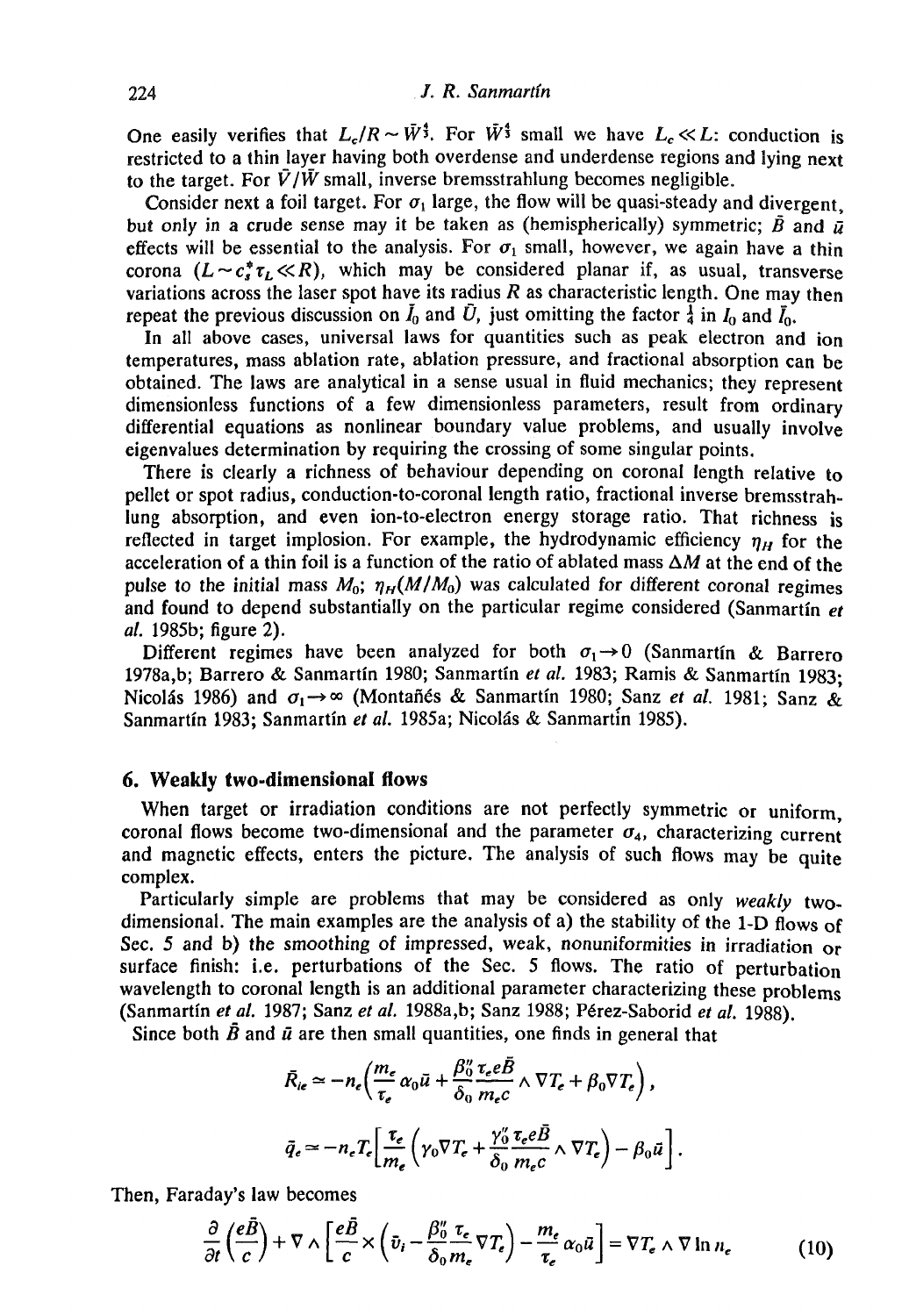One easily verifies that $L_c/R \sim \bar{W}^{\frac{4}{3}}$. For $\bar{W}^{\frac{4}{3}}$ small we have $L_c \ll L$: conduction is restricted to a thin layer having both overdense and underdense regions and lying next to the target. For $\bar{V}/\bar{W}$ small, inverse bremsstrahlung becomes negligible.

Consider next a foil target. For $\sigma_1$ large, the flow will be quasi-steady and divergent, but only in a crude sense may it be taken as (hemispherically) symmetric; $\bar{B}$ and $\bar{u}$ effects will be essential to the analysis. For $\sigma_1$ small, however, we again have a thin corona $(L \sim c_s^* \tau_L \ll R)$, which may be considered planar if, as usual, transverse variations across the laser spot have its radius $R$ as characteristic length. One may then repeat the previous discussion on $\bar{I}_0$ and $\bar{U}$, just omitting the factor $\frac{1}{4}$ in $I_0$ and $\bar{I}_0$.

In all above cases, universal laws for quantities such as peak electron and ion temperatures, mass ablation rate, ablation pressure, and fractional absorption can be obtained. The laws are analytical in a sense usual in fluid mechanics; they represent dimensionless functions of a few dimensionless parameters, result from ordinary differential equations as nonlinear boundary value problems, and usually involve eigenvalues determination by requiring the crossing of some singular points.

There is clearly a richness of behaviour depending on coronal length relative to pellet or spot radius, conduction-to-coronal length ratio, fractional inverse bremsstrahlung absorption, and even ion-to-electron energy storage ratio. That richness is reflected in target implosion. For example, the hydrodynamic efficiency $\eta_H$ for the acceleration of a thin foil is a function of the ratio of ablated mass $\Delta M$ at the end of the pulse to the initial mass $M_0$; $\eta_H(M/M_0)$ was calculated for different coronal regimes and found to depend substantially on the particular regime considered (Sanmartín *et al.* 1985b; figure 2).

Different regimes have been analyzed for both $\sigma_1 \to 0$ (Sanmartín & Barrero 1978a,b; Barrero & Sanmartín 1980; Sanmartín *et al.* 1983; Ramis & Sanmartín 1983; Nicolás 1986) and $\sigma_1 \to \infty$ (Montañés & Sanmartín 1980; Sanz *et al.* 1981; Sanz & Sanmartín 1983; Sanmartín *et al.* 1985a; Nicolás & Sanmartín 1985).

## 6. Weakly two-dimensional flows

When target or irradiation conditions are not perfectly symmetric or uniform, coronal flows become two-dimensional and the parameter $\sigma_4$, characterizing current and magnetic effects, enters the picture. The analysis of such flows may be quite complex.

Particularly simple are problems that may be considered as only *weakly* two-dimensional. The main examples are the analysis of a) the stability of the 1-D flows of Sec. 5 and b) the smoothing of impressed, weak, nonuniformities in irradiation or surface finish: i.e. perturbations of the Sec. 5 flows. The ratio of perturbation wavelength to coronal length is an additional parameter characterizing these problems (Sanmartín *et al.* 1987; Sanz *et al.* 1988a,b; Sanz 1988; Pérez-Saborid *et al.* 1988).

Since both $\bar{B}$ and $\bar{u}$ are then small quantities, one finds in general that

$$\bar{R}_{ie} \simeq -n_e\left(\frac{m_e}{\tau_e}\alpha_0\bar{u} + \frac{\beta_0''\tau_e e\bar{B}}{\delta_0\, m_e c}\wedge\nabla T_e + \beta_0\nabla T_e\right),$$

$$\bar{q}_e \simeq -n_e T_e\left[\frac{\tau_e}{m_e}\left(\gamma_0\nabla T_e + \frac{\gamma_0''\tau_e e\bar{B}}{\delta_0\, m_e c}\wedge\nabla T_e\right) - \beta_0\bar{u}\right].$$

Then, Faraday's law becomes

$$\frac{\partial}{\partial t}\left(\frac{e\bar{B}}{c}\right) + \nabla\wedge\left[\frac{e\bar{B}}{c}\times\left(\bar{v}_i - \frac{\beta_0''}{\delta_0}\frac{\tau_e}{m_e}\nabla T_e\right) - \frac{m_e}{\tau_e}\alpha_0\bar{u}\right] = \nabla T_e\wedge\nabla\ln n_e \qquad (10)$$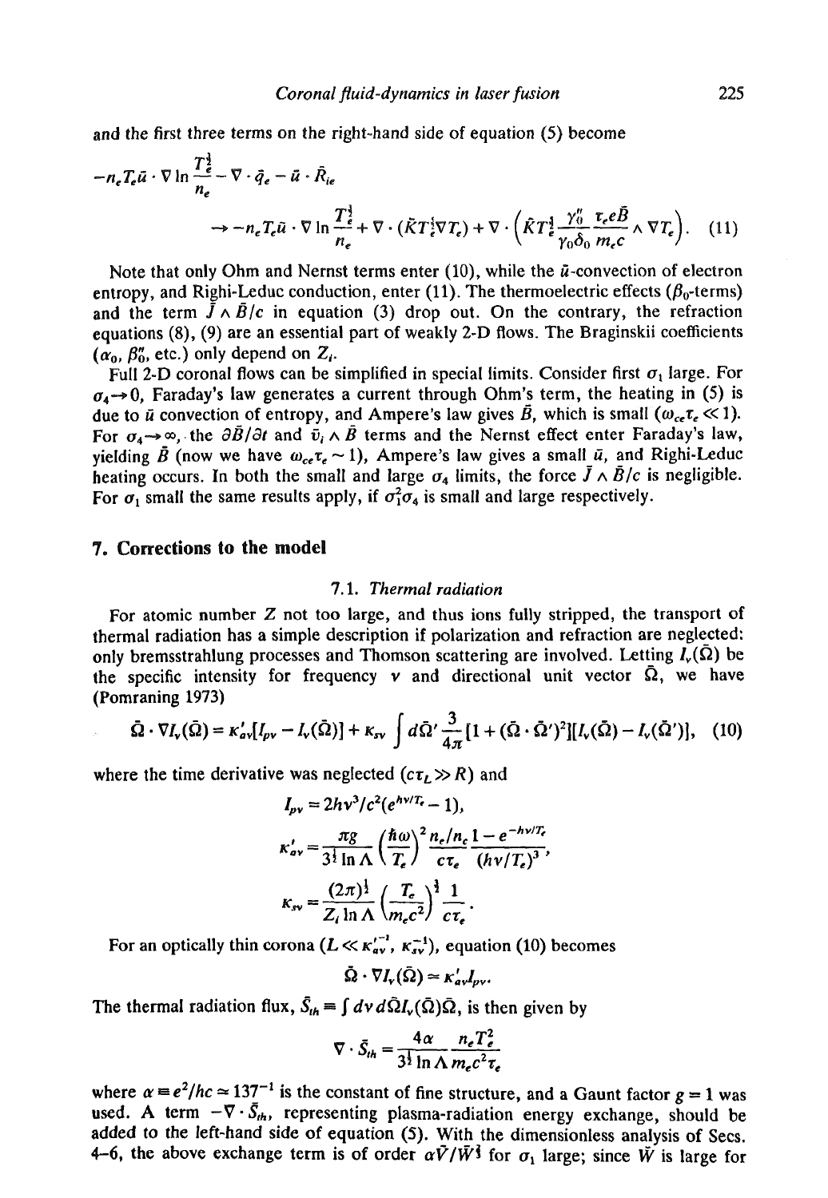and the first three terms on the right-hand side of equation (5) become

$$-n_e T_e \bar{u} \cdot \nabla \ln \frac{T_e^{\frac{3}{2}}}{n_e} - \nabla \cdot \bar{q}_e - \bar{u} \cdot \bar{R}_{ie}$$

$$\rightarrow -n_e T_e \bar{u} \cdot \nabla \ln \frac{T_e^{\frac{3}{2}}}{n_e} + \nabla \cdot (\tilde{K} T_e^{\frac{5}{2}} \nabla T_e) + \nabla \cdot \left( \tilde{K} T_e^{\frac{5}{2}} \frac{\gamma_0''}{\gamma_0 \delta_0} \frac{\tau_e e \bar{B}}{m_e c} \wedge \nabla T_e \right). \quad (11)$$

Note that only Ohm and Nernst terms enter (10), while the $\bar{u}$-convection of electron entropy, and Righi-Leduc conduction, enter (11). The thermoelectric effects ($\beta_0$-terms) and the term $\bar{J} \wedge \bar{B}/c$ in equation (3) drop out. On the contrary, the refraction equations (8), (9) are an essential part of weakly 2-D flows. The Braginskii coefficients ($\alpha_0$, $\beta_0''$, etc.) only depend on $Z_i$.

Full 2-D coronal flows can be simplified in special limits. Consider first $\sigma_1$ large. For $\sigma_4 \rightarrow 0$, Faraday's law generates a current through Ohm's term, the heating in (5) is due to $\bar{u}$ convection of entropy, and Ampere's law gives $\bar{B}$, which is small ($\omega_{ce}\tau_e \ll 1$). For $\sigma_4 \rightarrow \infty$, the $\partial \bar{B}/\partial t$ and $\bar{v}_i \wedge \bar{B}$ terms and the Nernst effect enter Faraday's law, yielding $\bar{B}$ (now we have $\omega_{ce}\tau_e \sim 1$), Ampere's law gives a small $\bar{u}$, and Righi-Leduc heating occurs. In both the small and large $\sigma_4$ limits, the force $\bar{J} \wedge \bar{B}/c$ is negligible. For $\sigma_1$ small the same results apply, if $\sigma_1^2 \sigma_4$ is small and large respectively.

## 7. Corrections to the model

### 7.1. Thermal radiation

For atomic number $Z$ not too large, and thus ions fully stripped, the transport of thermal radiation has a simple description if polarization and refraction are neglected: only bremsstrahlung processes and Thomson scattering are involved. Letting $I_\nu(\bar{\Omega})$ be the specific intensity for frequency $\nu$ and directional unit vector $\bar{\Omega}$, we have (Pomraning 1973)

$$\bar{\Omega} \cdot \nabla I_\nu(\bar{\Omega}) = \kappa'_{a\nu}[I_{p\nu} - I_\nu(\bar{\Omega})] + \kappa_{s\nu} \int d\bar{\Omega}' \frac{3}{4\pi} [1 + (\bar{\Omega} \cdot \bar{\Omega}')^2][I_\nu(\bar{\Omega}) - I_\nu(\bar{\Omega}')], \quad (10)$$

where the time derivative was neglected ($c\tau_L \gg R$) and

$$I_{p\nu} = 2h\nu^3/c^2(e^{h\nu/T_e} - 1),$$

$$\kappa'_{a\nu} = \frac{\pi g}{3^{\frac{1}{2}} \ln \Lambda} \left( \frac{\hbar \omega}{T_e} \right)^2 \frac{n_e/n_c}{c\tau_e} \frac{1 - e^{-h\nu/T_e}}{(h\nu/T_e)^3},$$

$$\kappa_{s\nu} = \frac{(2\pi)^{\frac{1}{2}}}{Z_i \ln \Lambda} \left( \frac{T_e}{m_e c^2} \right)^{\frac{3}{2}} \frac{1}{c\tau_e}.$$

For an optically thin corona ($L \ll \kappa_{a\nu}'^{-1}, \kappa_{s\nu}^{-1}$), equation (10) becomes

$$\bar{\Omega} \cdot \nabla I_\nu(\bar{\Omega}) \simeq \kappa'_{a\nu} I_{p\nu}.$$

The thermal radiation flux, $\bar{S}_{th} \equiv \int d\nu \, d\bar{\Omega} I_\nu(\bar{\Omega}) \bar{\Omega}$, is then given by

$$\nabla \cdot \bar{S}_{th} = \frac{4\alpha}{3^{\frac{1}{2}} \ln \Lambda} \frac{n_e T_e^2}{m_e c^2 \tau_e}$$

where $\alpha \equiv e^2/\hbar c \simeq 137^{-1}$ is the constant of fine structure, and a Gaunt factor $g = 1$ was used. A term $-\nabla \cdot \bar{S}_{th}$, representing plasma-radiation energy exchange, should be added to the left-hand side of equation (5). With the dimensionless analysis of Secs. 4–6, the above exchange term is of order $\alpha \check{V}/\check{W}^{\frac{3}{2}}$ for $\sigma_1$ large; since $\check{W}$ is large for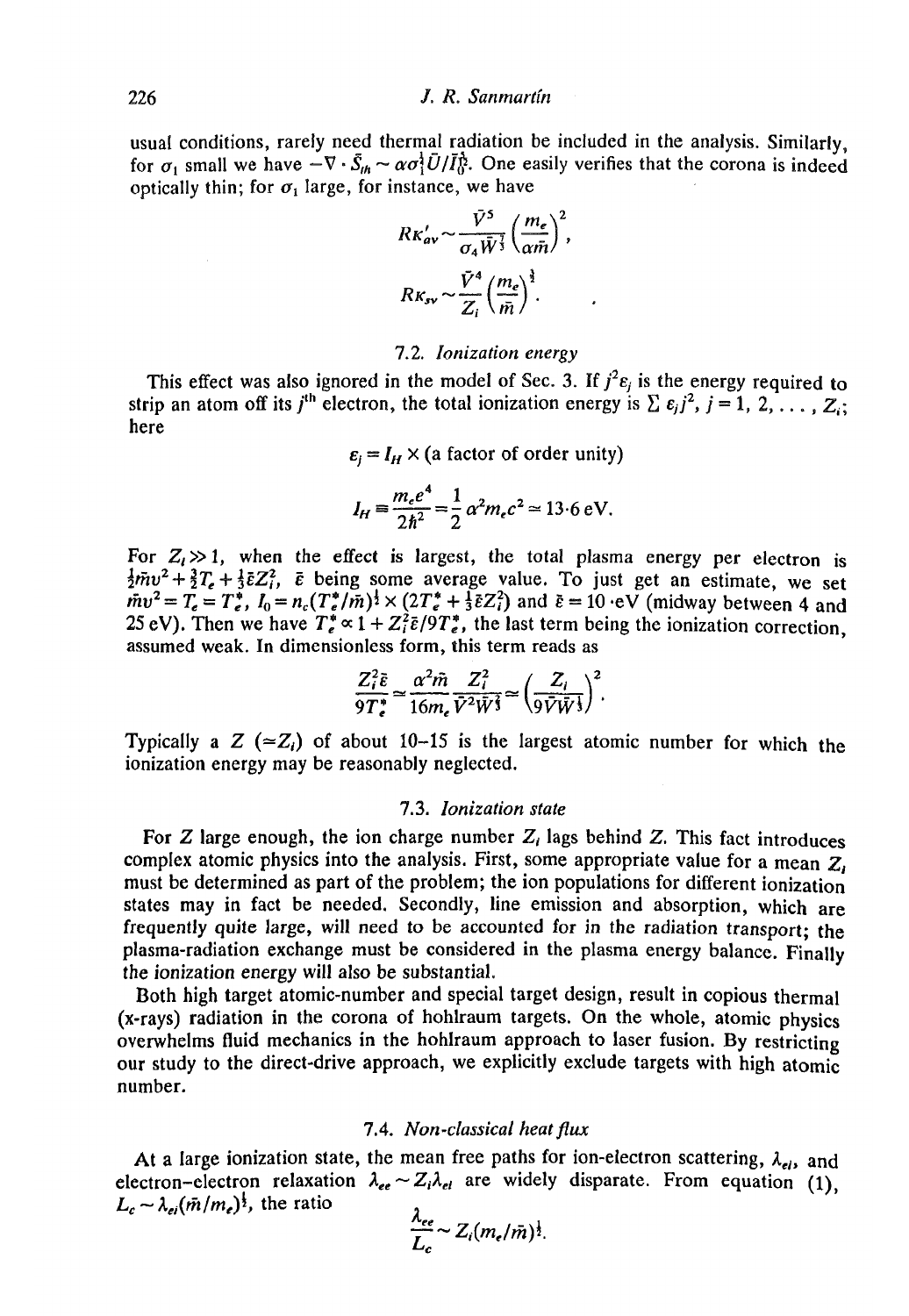usual conditions, rarely need thermal radiation be included in the analysis. Similarly, for $\sigma_1$ small we have $-\nabla \cdot \bar{S}_{th} \sim \alpha\sigma_1^{\frac{1}{4}}\bar{U}/\bar{I}_0^{\frac{3}{4}}$. One easily verifies that the corona is indeed optically thin; for $\sigma_1$ large, for instance, we have

$$RK'_{av} \sim \frac{\bar{V}^5}{\sigma_4 \bar{W}^{\frac{1}{3}}} \left(\frac{m_e}{\alpha \bar{m}}\right)^2,$$

$$RK_{sv} \sim \frac{\bar{V}^4}{Z_i} \left(\frac{m_e}{\bar{m}}\right)^{\frac{1}{2}}.$$

### 7.2. *Ionization energy*

This effect was also ignored in the model of Sec. 3. If $j^2\varepsilon_j$ is the energy required to strip an atom off its $j^{\text{th}}$ electron, the total ionization energy is $\sum \varepsilon_j j^2$, $j = 1, 2, \ldots, Z_i$; here

$$\varepsilon_j = I_H \times \text{(a factor of order unity)}$$

$$I_H \equiv \frac{m_e e^4}{2\hbar^2} = \frac{1}{2}\alpha^2 m_e c^2 \simeq 13{\cdot}6 \text{ eV}.$$

For $Z_i \gg 1$, when the effect is largest, the total plasma energy per electron is $\frac{1}{2}\bar{m}v^2 + \frac{3}{2}T_e + \frac{1}{3}\bar{\varepsilon}Z_i^2$, $\bar{\varepsilon}$ being some average value. To just get an estimate, we set $\bar{m}v^2 = T_e = T_e^*$, $I_0 = n_c(T_e^*/\bar{m})^{\frac{1}{2}} \times (2T_e^* + \frac{1}{3}\bar{\varepsilon}Z_i^2)$ and $\bar{\varepsilon} = 10 \cdot \text{eV}$ (midway between 4 and 25 eV). Then we have $T_e^* \propto 1 + Z_i^2\bar{\varepsilon}/9T_e^*$, the last term being the ionization correction, assumed weak. In dimensionless form, this term reads as

$$\frac{Z_i^2\bar{\varepsilon}}{9T_e^*} \simeq \frac{\alpha^2\bar{m}}{16 m_e} \frac{Z_i^2}{\bar{V}^2\bar{W}^{\frac{1}{3}}} \simeq \left(\frac{Z_i}{9\bar{V}\bar{W}^{\frac{1}{3}}}\right)^2.$$

Typically a $Z$ ($\simeq Z_i$) of about 10–15 is the largest atomic number for which the ionization energy may be reasonably neglected.

### 7.3. *Ionization state*

For $Z$ large enough, the ion charge number $Z_i$ lags behind $Z$. This fact introduces complex atomic physics into the analysis. First, some appropriate value for a mean $Z_i$ must be determined as part of the problem; the ion populations for different ionization states may in fact be needed. Secondly, line emission and absorption, which are frequently quite large, will need to be accounted for in the radiation transport; the plasma-radiation exchange must be considered in the plasma energy balance. Finally the ionization energy will also be substantial.

Both high target atomic-number and special target design, result in copious thermal (x-rays) radiation in the corona of hohlraum targets. On the whole, atomic physics overwhelms fluid mechanics in the hohlraum approach to laser fusion. By restricting our study to the direct-drive approach, we explicitly exclude targets with high atomic number.

### 7.4. *Non-classical heat flux*

At a large ionization state, the mean free paths for ion-electron scattering, $\lambda_{ei}$, and electron-electron relaxation $\lambda_{ee} \sim Z_i\lambda_{ei}$ are widely disparate. From equation (1), $L_c \sim \lambda_{ei}(\bar{m}/m_e)^{\frac{1}{2}}$, the ratio

$$\frac{\lambda_{ee}}{L_c} \sim Z_i(m_e/\bar{m})^{\frac{1}{2}}.$$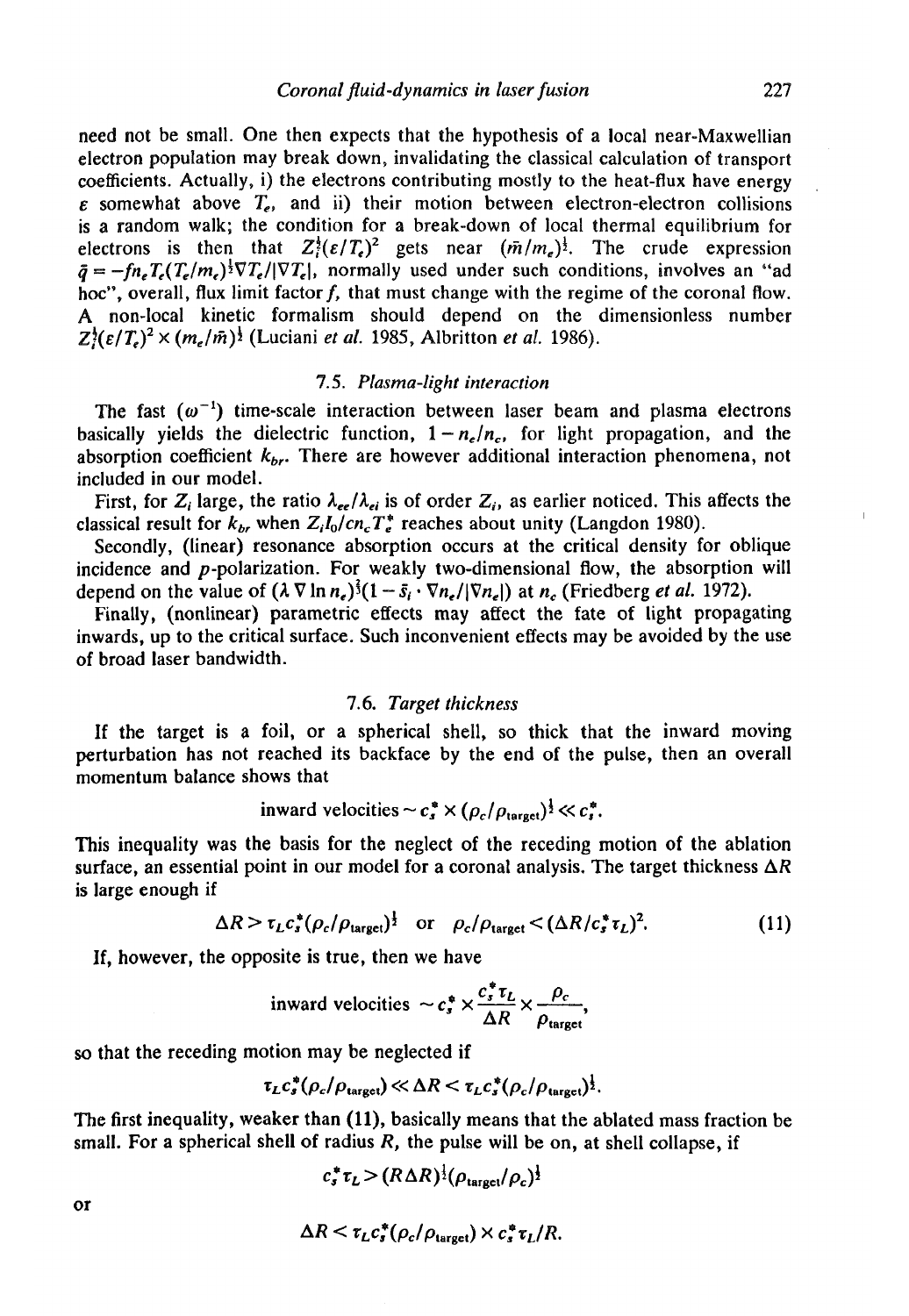need not be small. One then expects that the hypothesis of a local near-Maxwellian electron population may break down, invalidating the classical calculation of transport coefficients. Actually, i) the electrons contributing mostly to the heat-flux have energy $\varepsilon$ somewhat above $T_e$, and ii) their motion between electron-electron collisions is a random walk; the condition for a break-down of local thermal equilibrium for electrons is then that $Z_i^{\frac{1}{2}}(\varepsilon/T_e)^2$ gets near $(\bar{m}/m_e)^{\frac{1}{2}}$. The crude expression $\bar{q} = -fn_eT_e(T_e/m_e)^{\frac{1}{2}}\nabla T_e/|\nabla T_e|$, normally used under such conditions, involves an "ad hoc", overall, flux limit factor $f$, that must change with the regime of the coronal flow. A non-local kinetic formalism should depend on the dimensionless number $Z_i^{\frac{1}{2}}(\varepsilon/T_e)^2 \times (m_e/\bar{m})^{\frac{1}{2}}$ (Luciani *et al.* 1985, Albritton *et al.* 1986).

### 7.5. *Plasma-light interaction*

The fast ($\omega^{-1}$) time-scale interaction between laser beam and plasma electrons basically yields the dielectric function, $1 - n_e/n_c$, for light propagation, and the absorption coefficient $k_{br}$. There are however additional interaction phenomena, not included in our model.

First, for $Z_i$ large, the ratio $\lambda_{ee}/\lambda_{ei}$ is of order $Z_i$, as earlier noticed. This affects the classical result for $k_{br}$ when $Z_iI_0/cn_cT_e^*$ reaches about unity (Langdon 1980).

Secondly, (linear) resonance absorption occurs at the critical density for oblique incidence and $p$-polarization. For weakly two-dimensional flow, the absorption will depend on the value of $(\lambda \nabla \ln n_e)^{\frac{2}{3}}(1 - \bar{s}_i \cdot \nabla n_e/|\nabla n_e|)$ at $n_c$ (Friedberg *et al.* 1972).

Finally, (nonlinear) parametric effects may affect the fate of light propagating inwards, up to the critical surface. Such inconvenient effects may be avoided by the use of broad laser bandwidth.

### 7.6. *Target thickness*

If the target is a foil, or a spherical shell, so thick that the inward moving perturbation has not reached its backface by the end of the pulse, then an overall momentum balance shows that

$$\text{inward velocities} \sim c_s^* \times (\rho_c/\rho_{\text{target}})^{\frac{1}{2}} \ll c_s^*.$$

This inequality was the basis for the neglect of the receding motion of the ablation surface, an essential point in our model for a coronal analysis. The target thickness $\Delta R$ is large enough if

$$\Delta R > \tau_L c_s^*(\rho_c/\rho_{\text{target}})^{\frac{1}{2}} \quad \text{or} \quad \rho_c/\rho_{\text{target}} < (\Delta R/c_s^*\tau_L)^2. \tag{11}$$

If, however, the opposite is true, then we have

$$\text{inward velocities} \sim c_s^* \times \frac{c_s^*\tau_L}{\Delta R} \times \frac{\rho_c}{\rho_{\text{target}}},$$

so that the receding motion may be neglected if

$$\tau_L c_s^*(\rho_c/\rho_{\text{target}}) \ll \Delta R < \tau_L c_s^*(\rho_c/\rho_{\text{target}})^{\frac{1}{2}}.$$

The first inequality, weaker than (11), basically means that the ablated mass fraction be small. For a spherical shell of radius $R$, the pulse will be on, at shell collapse, if

$$c_s^*\tau_L > (R\Delta R)^{\frac{1}{2}}(\rho_{\text{target}}/\rho_c)^{\frac{1}{2}}$$

or

$$\Delta R < \tau_L c_s^*(\rho_c/\rho_{\text{target}}) \times c_s^*\tau_L/R.$$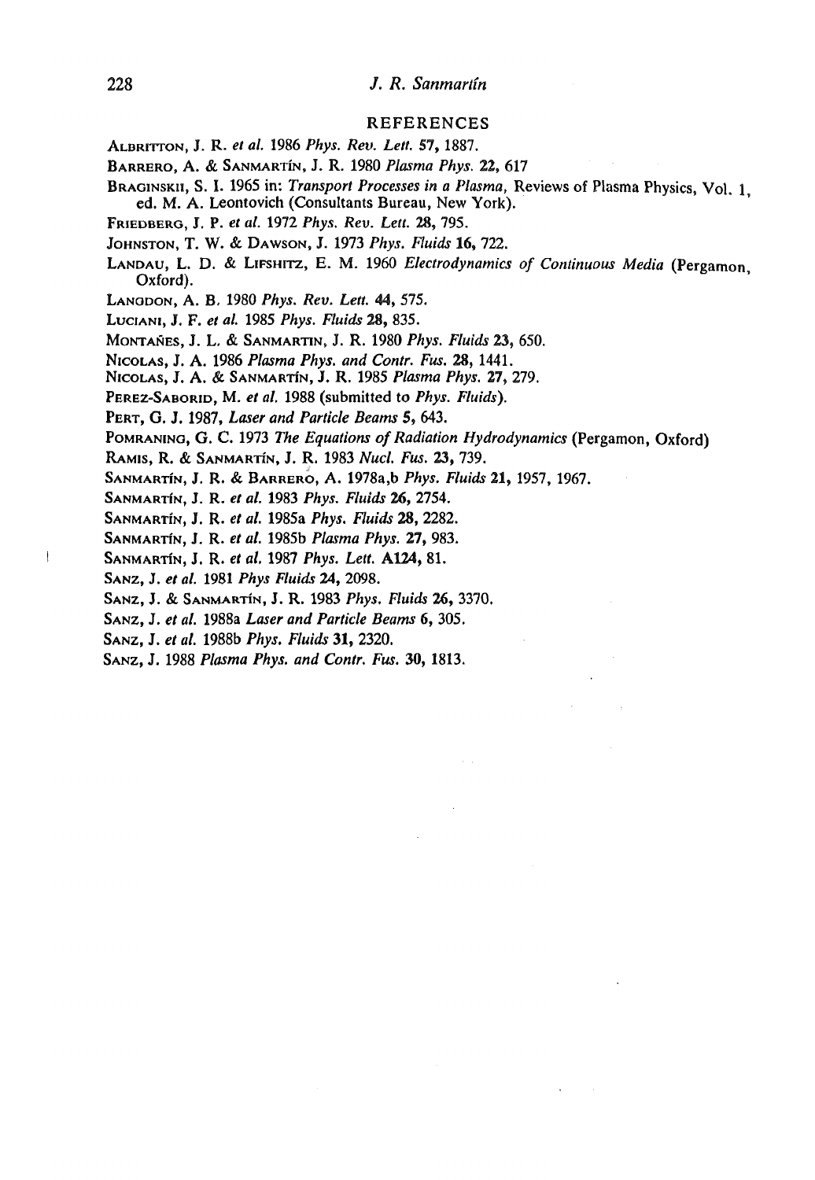## REFERENCES

ALBRITTON, J. R. *et al.* 1986 *Phys. Rev. Lett.* **57**, 1887.

BARRERO, A. & SANMARTÍN, J. R. 1980 *Plasma Phys.* **22**, 617

BRAGINSKII, S. I. 1965 in: *Transport Processes in a Plasma*, Reviews of Plasma Physics, Vol. 1, ed. M. A. Leontovich (Consultants Bureau, New York).

FRIEDBERG, J. P. *et al.* 1972 *Phys. Rev. Lett.* **28**, 795.

JOHNSTON, T. W. & DAWSON, J. 1973 *Phys. Fluids* **16**, 722.

LANDAU, L. D. & LIFSHITZ, E. M. 1960 *Electrodynamics of Continuous Media* (Pergamon, Oxford).

LANGDON, A. B. 1980 *Phys. Rev. Lett.* **44**, 575.

LUCIANI, J. F. *et al.* 1985 *Phys. Fluids* **28**, 835.

MONTAÑES, J. L. & SANMARTIN, J. R. 1980 *Phys. Fluids* **23**, 650.

NICOLAS, J. A. 1986 *Plasma Phys. and Contr. Fus.* **28**, 1441.

NICOLAS, J. A. & SANMARTÍN, J. R. 1985 *Plasma Phys.* **27**, 279.

PEREZ-SABORID, M. *et al.* 1988 (submitted to *Phys. Fluids*).

PERT, G. J. 1987, *Laser and Particle Beams* **5**, 643.

POMRANING, G. C. 1973 *The Equations of Radiation Hydrodynamics* (Pergamon, Oxford)

RAMIS, R. & SANMARTÍN, J. R. 1983 *Nucl. Fus.* **23**, 739.

SANMARTÍN, J. R. & BARRERO, A. 1978a,b *Phys. Fluids* **21**, 1957, 1967.

SANMARTÍN, J. R. *et al.* 1983 *Phys. Fluids* **26**, 2754.

SANMARTÍN, J. R. *et al.* 1985a *Phys. Fluids* **28**, 2282.

SANMARTÍN, J. R. *et al.* 1985b *Plasma Phys.* **27**, 983.

SANMARTÍN, J. R. *et al.* 1987 *Phys. Lett.* **A124**, 81.

SANZ, J. *et al.* 1981 *Phys Fluids* **24**, 2098.

SANZ, J. & SANMARTÍN, J. R. 1983 *Phys. Fluids* **26**, 3370.

SANZ, J. *et al.* 1988a *Laser and Particle Beams* **6**, 305.

SANZ, J. *et al.* 1988b *Phys. Fluids* **31**, 2320.

SANZ, J. 1988 *Plasma Phys. and Contr. Fus.* **30**, 1813.